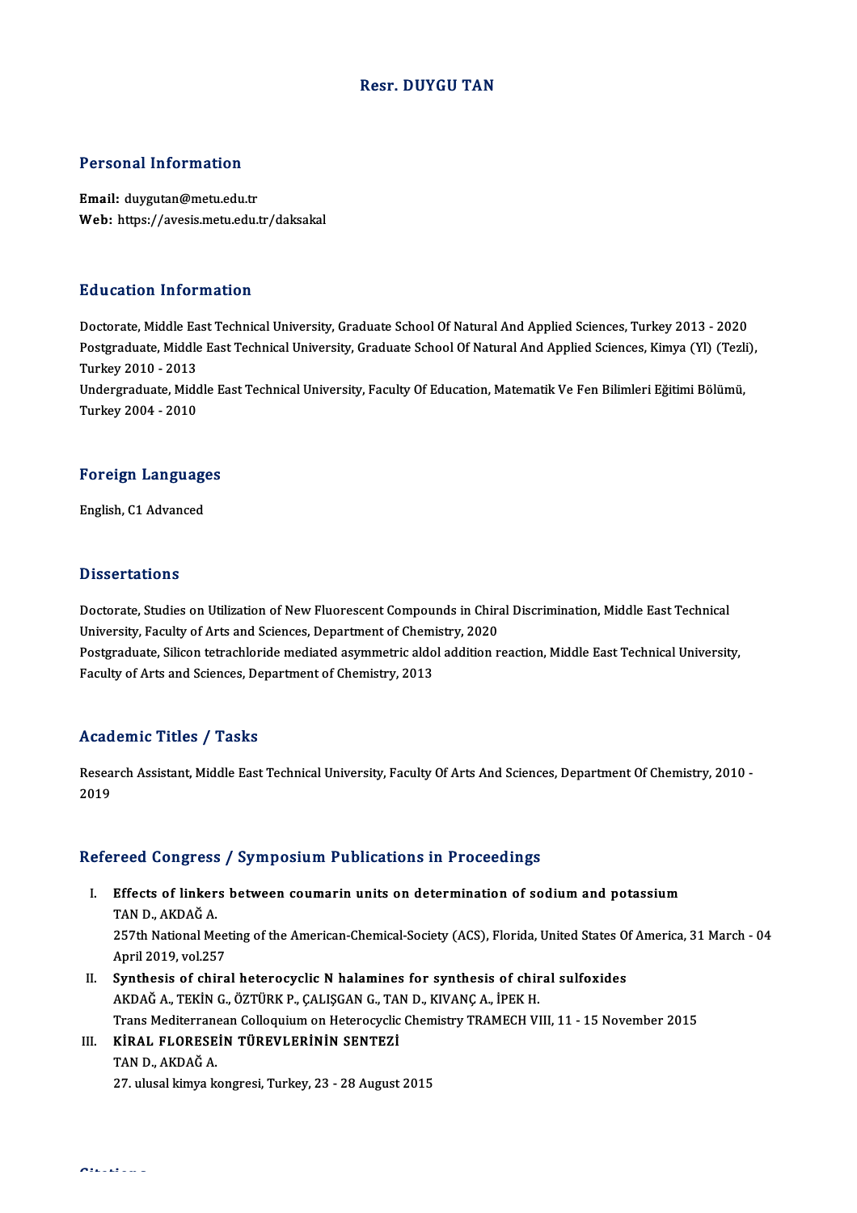# Resr. DUYGU TAN

## Personal Information

**Email:** duygutan@metu.edu.tr
**Web:** https://avesis.metu.edu.tr/daksakal

## Education Information

Doctorate, Middle East Technical University, Graduate School Of Natural And Applied Sciences, Turkey 2013 - 2020
Postgraduate, Middle East Technical University, Graduate School Of Natural And Applied Sciences, Kimya (Yl) (Tezli), Turkey 2010 - 2013
Undergraduate, Middle East Technical University, Faculty Of Education, Matematik Ve Fen Bilimleri Eğitimi Bölümü, Turkey 2004 - 2010

## Foreign Languages

English, C1 Advanced

## Dissertations

Doctorate, Studies on Utilization of New Fluorescent Compounds in Chiral Discrimination, Middle East Technical University, Faculty of Arts and Sciences, Department of Chemistry, 2020
Postgraduate, Silicon tetrachloride mediated asymmetric aldol addition reaction, Middle East Technical University, Faculty of Arts and Sciences, Department of Chemistry, 2013

## Academic Titles / Tasks

Research Assistant, Middle East Technical University, Faculty Of Arts And Sciences, Department Of Chemistry, 2010 - 2019

## Refereed Congress / Symposium Publications in Proceedings

I. **Effects of linkers between coumarin units on determination of sodium and potassium**
TAN D., AKDAĞ A.
257th National Meeting of the American-Chemical-Society (ACS), Florida, United States Of America, 31 March - 04 April 2019, vol.257

II. **Synthesis of chiral heterocyclic N halamines for synthesis of chiral sulfoxides**
AKDAĞ A., TEKİN G., ÖZTÜRK P., ÇALIŞGAN G., TAN D., KIVANÇ A., İPEK H.
Trans Mediterranean Colloquium on Heterocyclic Chemistry TRAMECH VIII, 11 - 15 November 2015

III. **KİRAL FLORESEİN TÜREVLERİNİN SENTEZİ**
TAN D., AKDAĞ A.
27. ulusal kimya kongresi, Turkey, 23 - 28 August 2015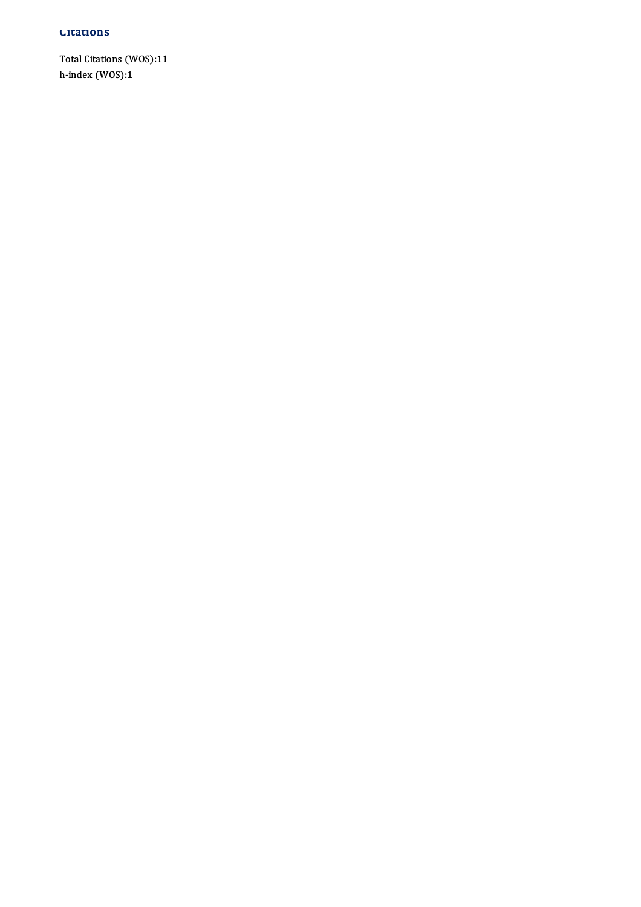## Citations

Total Citations (WOS):11
h-index (WOS):1